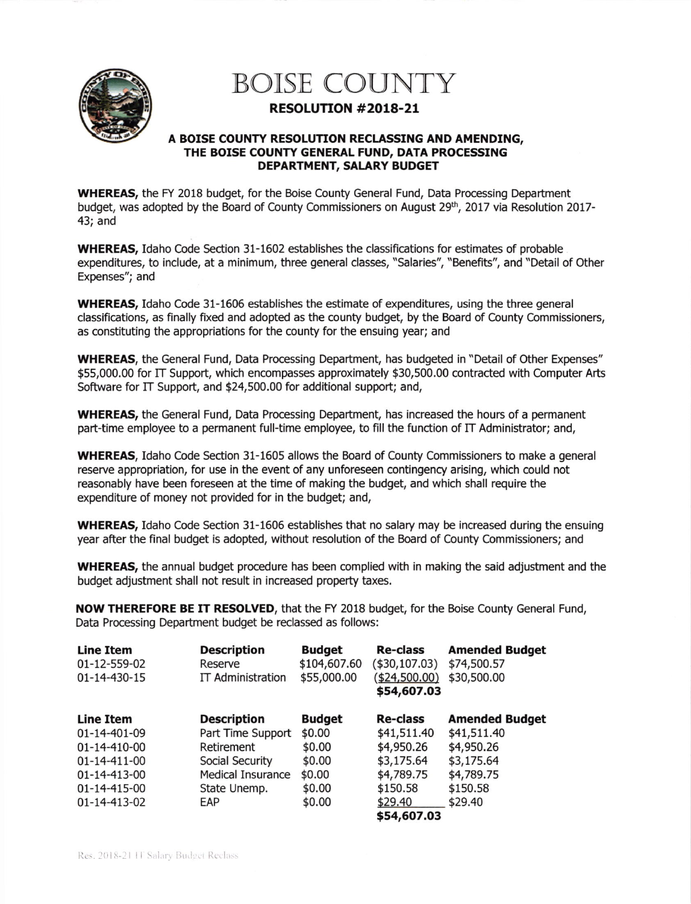# BOISE COUNTY

## RESOLUTION #2018-21

### A BOISE COUNTY RESOLUTION RECLASSING AND AMENDING, THE BOISE COUNTY GENERAL FUND, DATA PROCESSING DEPARTMENT, SALARY BUDGET

**WHEREAS,** the FY 2018 budget, for the Boise County General Fund, Data Processing Department budget, was adopted by the Board of County Commissioners on August 29th, 2017 via Resolution 2017-43; and

**WHEREAS,** Idaho Code Section 31-1602 establishes the classifications for estimates of probable expenditures, to include, at a minimum, three general classes, "Salaries", "Benefits", and "Detail of Other Expenses"; and

**WHEREAS,** Idaho Code 31-1606 establishes the estimate of expenditures, using the three general classifications, as finally fixed and adopted as the county budget, by the Board of County Commissioners, as constituting the appropriations for the county for the ensuing year; and

**WHEREAS,** the General Fund, Data Processing Department, has budgeted in "Detail of Other Expenses" $55,000.00 for IT Support, which encompasses approximately $30,500.00 contracted with Computer Arts Software for IT Support, and $24,500.00 for additional support; and,

**WHEREAS,** the General Fund, Data Processing Department, has increased the hours of a permanent part-time employee to a permanent full-time employee, to fill the function of IT Administrator; and,

**WHEREAS,** Idaho Code Section 31-1605 allows the Board of County Commissioners to make a general reserve appropriation, for use in the event of any unforeseen contingency arising, which could not reasonably have been foreseen at the time of making the budget, and which shall require the expenditure of money not provided for in the budget; and,

**WHEREAS,** Idaho Code Section 31-1606 establishes that no salary may be increased during the ensuing year after the final budget is adopted, without resolution of the Board of County Commissioners; and

**WHEREAS,** the annual budget procedure has been complied with in making the said adjustment and the budget adjustment shall not result in increased property taxes.

**NOW THEREFORE BE IT RESOLVED**, that the FY 2018 budget, for the Boise County General Fund, Data Processing Department budget be reclassed as follows:

| Line Item | Description | Budget | Re-class | Amended Budget |
|---|---|---|---|---|
| 01-12-559-02 | Reserve | $104,607.60 | ($30,107.03) | $74,500.57 |
| 01-14-430-15 | IT Administration | $55,000.00 | ($24,500.00) | $30,500.00 |
| | | | **$54,607.03** | |

| Line Item | Description | Budget | Re-class | Amended Budget |
|---|---|---|---|---|
| 01-14-401-09 | Part Time Support | $0.00 | $41,511.40 | $41,511.40 |
| 01-14-410-00 | Retirement | $0.00 | $4,950.26 | $4,950.26 |
| 01-14-411-00 | Social Security | $0.00 | $3,175.64 | $3,175.64 |
| 01-14-413-00 | Medical Insurance | $0.00 | $4,789.75 | $4,789.75 |
| 01-14-415-00 | State Unemp. | $0.00 | $150.58 | $150.58 |
| 01-14-413-02 | EAP | $0.00 | $29.40 | $29.40 |
| | | | **$54,607.03** | |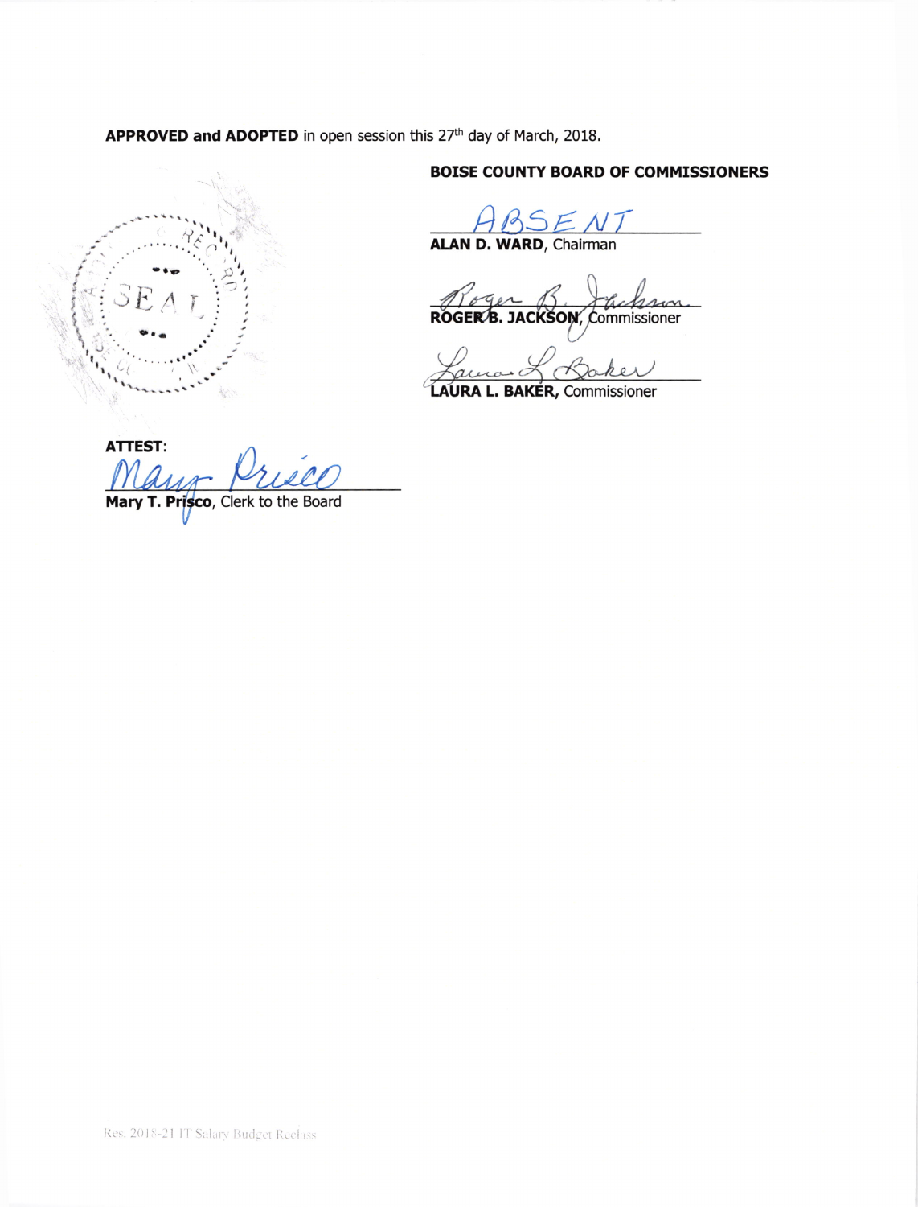**APPROVED and ADOPTED** in open session this 27th day of March, 2018.

**BOISE COUNTY BOARD OF COMMISSIONERS**

ABSENT
**ALAN D. WARD**, Chairman

Roger B. Jackson
**ROGER B. JACKSON**, Commissioner

Laura L. Baker
**LAURA L. BAKER,** Commissioner

SEAL

**ATTEST**:
Mary Prisco
**Mary T. Prisco**, Clerk to the Board

Res. 2018-21 IT Salary Budget Reclass